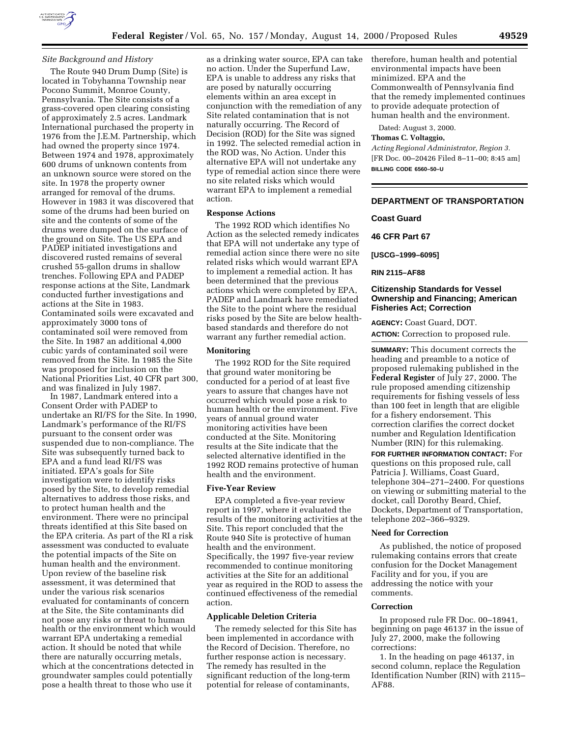*Site Background and History*

The Route 940 Drum Dump (Site) is located in Tobyhanna Township near Pocono Summit, Monroe County, Pennsylvania. The Site consists of a grass-covered open clearing consisting of approximately 2.5 acres. Landmark International purchased the property in 1976 from the J.E.M. Partnership, which had owned the property since 1974. Between 1974 and 1978, approximately 600 drums of unknown contents from an unknown source were stored on the site. In 1978 the property owner arranged for removal of the drums. However in 1983 it was discovered that some of the drums had been buried on site and the contents of some of the drums were dumped on the surface of the ground on Site. The US EPA and PADEP initiated investigations and discovered rusted remains of several crushed 55-gallon drums in shallow trenches. Following EPA and PADEP response actions at the Site, Landmark conducted further investigations and actions at the Site in 1983. Contaminated soils were excavated and approximately 3000 tons of contaminated soil were removed from the Site. In 1987 an additional 4,000 cubic yards of contaminated soil were removed from the Site. In 1985 the Site was proposed for inclusion on the National Priorities List, 40 CFR part 300, and was finalized in July 1987.

In 1987, Landmark entered into a Consent Order with PADEP to undertake an RI/FS for the Site. In 1990, Landmark's performance of the RI/FS pursuant to the consent order was suspended due to non-compliance. The Site was subsequently turned back to EPA and a fund lead RI/FS was initiated. EPA's goals for Site investigation were to identify risks posed by the Site, to develop remedial alternatives to address those risks, and to protect human health and the environment. There were no principal threats identified at this Site based on the EPA criteria. As part of the RI a risk assessment was conducted to evaluate the potential impacts of the Site on human health and the environment. Upon review of the baseline risk assessment, it was determined that under the various risk scenarios evaluated for contaminants of concern at the Site, the Site contaminants did not pose any risks or threat to human health or the environment which would warrant EPA undertaking a remedial action. It should be noted that while there are naturally occurring metals, which at the concentrations detected in groundwater samples could potentially pose a health threat to those who use it as a drinking water source, EPA can take no action. Under the Superfund Law, EPA is unable to address any risks that are posed by naturally occurring elements within an area except in conjunction with the remediation of any Site related contamination that is not naturally occurring. The Record of Decision (ROD) for the Site was signed in 1992. The selected remedial action in the ROD was, No Action. Under this alternative EPA will not undertake any type of remedial action since there were no site related risks which would warrant EPA to implement a remedial action.

**Response Actions**

The 1992 ROD which identifies No Action as the selected remedy indicates that EPA will not undertake any type of remedial action since there were no site related risks which would warrant EPA to implement a remedial action. It has been determined that the previous actions which were completed by EPA, PADEP and Landmark have remediated the Site to the point where the residual risks posed by the Site are below health-based standards and therefore do not warrant any further remedial action.

**Monitoring**

The 1992 ROD for the Site required that ground water monitoring be conducted for a period of at least five years to assure that changes have not occurred which would pose a risk to human health or the environment. Five years of annual ground water monitoring activities have been conducted at the Site. Monitoring results at the Site indicate that the selected alternative identified in the 1992 ROD remains protective of human health and the environment.

**Five-Year Review**

EPA completed a five-year review report in 1997, where it evaluated the results of the monitoring activities at the Site. This report concluded that the Route 940 Site is protective of human health and the environment. Specifically, the 1997 five-year review recommended to continue monitoring activities at the Site for an additional year as required in the ROD to assess the continued effectiveness of the remedial action.

**Applicable Deletion Criteria**

The remedy selected for this Site has been implemented in accordance with the Record of Decision. Therefore, no further response action is necessary. The remedy has resulted in the significant reduction of the long-term potential for release of contaminants, therefore, human health and potential environmental impacts have been minimized. EPA and the Commonwealth of Pennsylvania find that the remedy implemented continues to provide adequate protection of human health and the environment.

Dated: August 3, 2000.

**Thomas C. Voltaggio,**

*Acting Regional Administrator, Region 3.*

[FR Doc. 00–20426 Filed 8–11–00; 8:45 am]

**BILLING CODE 6560–50–U**

---

## DEPARTMENT OF TRANSPORTATION

### Coast Guard

### 46 CFR Part 67

**[USCG–1999–6095]**

**RIN 2115–AF88**

### Citizenship Standards for Vessel Ownership and Financing; American Fisheries Act; Correction

**AGENCY:** Coast Guard, DOT.

**ACTION:** Correction to proposed rule.

**SUMMARY:** This document corrects the heading and preamble to a notice of proposed rulemaking published in the **Federal Register** of July 27, 2000. The rule proposed amending citizenship requirements for fishing vessels of less than 100 feet in length that are eligible for a fishery endorsement. This correction clarifies the correct docket number and Regulation Identification Number (RIN) for this rulemaking.

**FOR FURTHER INFORMATION CONTACT:** For questions on this proposed rule, call Patricia J. Williams, Coast Guard, telephone 304–271–2400. For questions on viewing or submitting material to the docket, call Dorothy Beard, Chief, Dockets, Department of Transportation, telephone 202–366–9329.

**Need for Correction**

As published, the notice of proposed rulemaking contains errors that create confusion for the Docket Management Facility and for you, if you are addressing the notice with your comments.

**Correction**

In proposed rule FR Doc. 00–18941, beginning on page 46137 in the issue of July 27, 2000, make the following corrections:

1. In the heading on page 46137, in second column, replace the Regulation Identification Number (RIN) with 2115–AF88.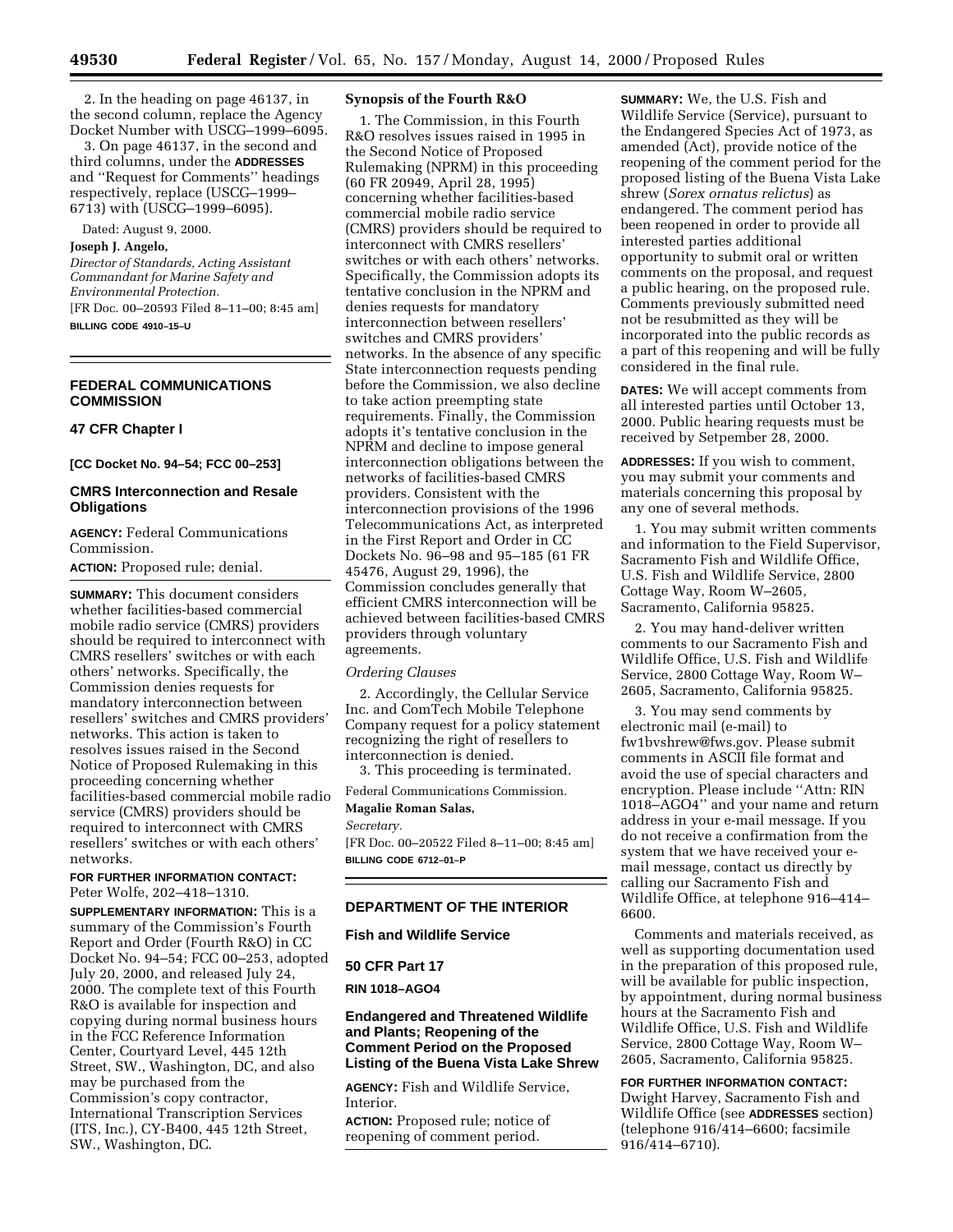2. In the heading on page 46137, in the second column, replace the Agency Docket Number with USCG–1999–6095.

3. On page 46137, in the second and third columns, under the **ADDRESSES** and ''Request for Comments'' headings respectively, replace (USCG–1999–6713) with (USCG–1999–6095).

Dated: August 9, 2000.

**Joseph J. Angelo,**

*Director of Standards, Acting Assistant Commandant for Marine Safety and Environmental Protection.*

[FR Doc. 00–20593 Filed 8–11–00; 8:45 am]

**BILLING CODE 4910–15–U**

## FEDERAL COMMUNICATIONS COMMISSION

### 47 CFR Chapter I

**[CC Docket No. 94–54; FCC 00–253]**

### CMRS Interconnection and Resale Obligations

**AGENCY:** Federal Communications Commission.

**ACTION:** Proposed rule; denial.

**SUMMARY:** This document considers whether facilities-based commercial mobile radio service (CMRS) providers should be required to interconnect with CMRS resellers' switches or with each others' networks. Specifically, the Commission denies requests for mandatory interconnection between resellers' switches and CMRS providers' networks. This action is taken to resolves issues raised in the Second Notice of Proposed Rulemaking in this proceeding concerning whether facilities-based commercial mobile radio service (CMRS) providers should be required to interconnect with CMRS resellers' switches or with each others' networks.

**FOR FURTHER INFORMATION CONTACT:** Peter Wolfe, 202–418–1310.

**SUPPLEMENTARY INFORMATION:** This is a summary of the Commission's Fourth Report and Order (Fourth R&O) in CC Docket No. 94–54; FCC 00–253, adopted July 20, 2000, and released July 24, 2000. The complete text of this Fourth R&O is available for inspection and copying during normal business hours in the FCC Reference Information Center, Courtyard Level, 445 12th Street, SW., Washington, DC, and also may be purchased from the Commission's copy contractor, International Transcription Services (ITS, Inc.), CY-B400, 445 12th Street, SW., Washington, DC.

**Synopsis of the Fourth R&O**

1. The Commission, in this Fourth R&O resolves issues raised in 1995 in the Second Notice of Proposed Rulemaking (NPRM) in this proceeding (60 FR 20949, April 28, 1995) concerning whether facilities-based commercial mobile radio service (CMRS) providers should be required to interconnect with CMRS resellers' switches or with each others' networks. Specifically, the Commission adopts its tentative conclusion in the NPRM and denies requests for mandatory interconnection between resellers' switches and CMRS providers' networks. In the absence of any specific State interconnection requests pending before the Commission, we also decline to take action preempting state requirements. Finally, the Commission adopts it's tentative conclusion in the NPRM and decline to impose general interconnection obligations between the networks of facilities-based CMRS providers. Consistent with the interconnection provisions of the 1996 Telecommunications Act, as interpreted in the First Report and Order in CC Dockets No. 96–98 and 95–185 (61 FR 45476, August 29, 1996), the Commission concludes generally that efficient CMRS interconnection will be achieved between facilities-based CMRS providers through voluntary agreements.

*Ordering Clauses*

2. Accordingly, the Cellular Service Inc. and ComTech Mobile Telephone Company request for a policy statement recognizing the right of resellers to interconnection is denied.

3. This proceeding is terminated.

Federal Communications Commission.

**Magalie Roman Salas,**

*Secretary.*

[FR Doc. 00–20522 Filed 8–11–00; 8:45 am]

**BILLING CODE 6712–01–P**

## DEPARTMENT OF THE INTERIOR

### Fish and Wildlife Service

### 50 CFR Part 17

**RIN 1018–AGO4**

### Endangered and Threatened Wildlife and Plants; Reopening of the Comment Period on the Proposed Listing of the Buena Vista Lake Shrew

**AGENCY:** Fish and Wildlife Service, Interior.

**ACTION:** Proposed rule; notice of reopening of comment period.

**SUMMARY:** We, the U.S. Fish and Wildlife Service (Service), pursuant to the Endangered Species Act of 1973, as amended (Act), provide notice of the reopening of the comment period for the proposed listing of the Buena Vista Lake shrew (*Sorex ornatus relictus*) as endangered. The comment period has been reopened in order to provide all interested parties additional opportunity to submit oral or written comments on the proposal, and request a public hearing, on the proposed rule. Comments previously submitted need not be resubmitted as they will be incorporated into the public records as a part of this reopening and will be fully considered in the final rule.

**DATES:** We will accept comments from all interested parties until October 13, 2000. Public hearing requests must be received by Setpember 28, 2000.

**ADDRESSES:** If you wish to comment, you may submit your comments and materials concerning this proposal by any one of several methods.

1. You may submit written comments and information to the Field Supervisor, Sacramento Fish and Wildlife Office, U.S. Fish and Wildlife Service, 2800 Cottage Way, Room W–2605, Sacramento, California 95825.

2. You may hand-deliver written comments to our Sacramento Fish and Wildlife Office, U.S. Fish and Wildlife Service, 2800 Cottage Way, Room W–2605, Sacramento, California 95825.

3. You may send comments by electronic mail (e-mail) to fw1bvshrew@fws.gov. Please submit comments in ASCII file format and avoid the use of special characters and encryption. Please include ''Attn: RIN 1018–AGO4'' and your name and return address in your e-mail message. If you do not receive a confirmation from the system that we have received your e-mail message, contact us directly by calling our Sacramento Fish and Wildlife Office, at telephone 916–414–6600.

Comments and materials received, as well as supporting documentation used in the preparation of this proposed rule, will be available for public inspection, by appointment, during normal business hours at the Sacramento Fish and Wildlife Office, U.S. Fish and Wildlife Service, 2800 Cottage Way, Room W–2605, Sacramento, California 95825.

**FOR FURTHER INFORMATION CONTACT:** Dwight Harvey, Sacramento Fish and Wildlife Office (see **ADDRESSES** section) (telephone 916/414–6600; facsimile 916/414–6710).